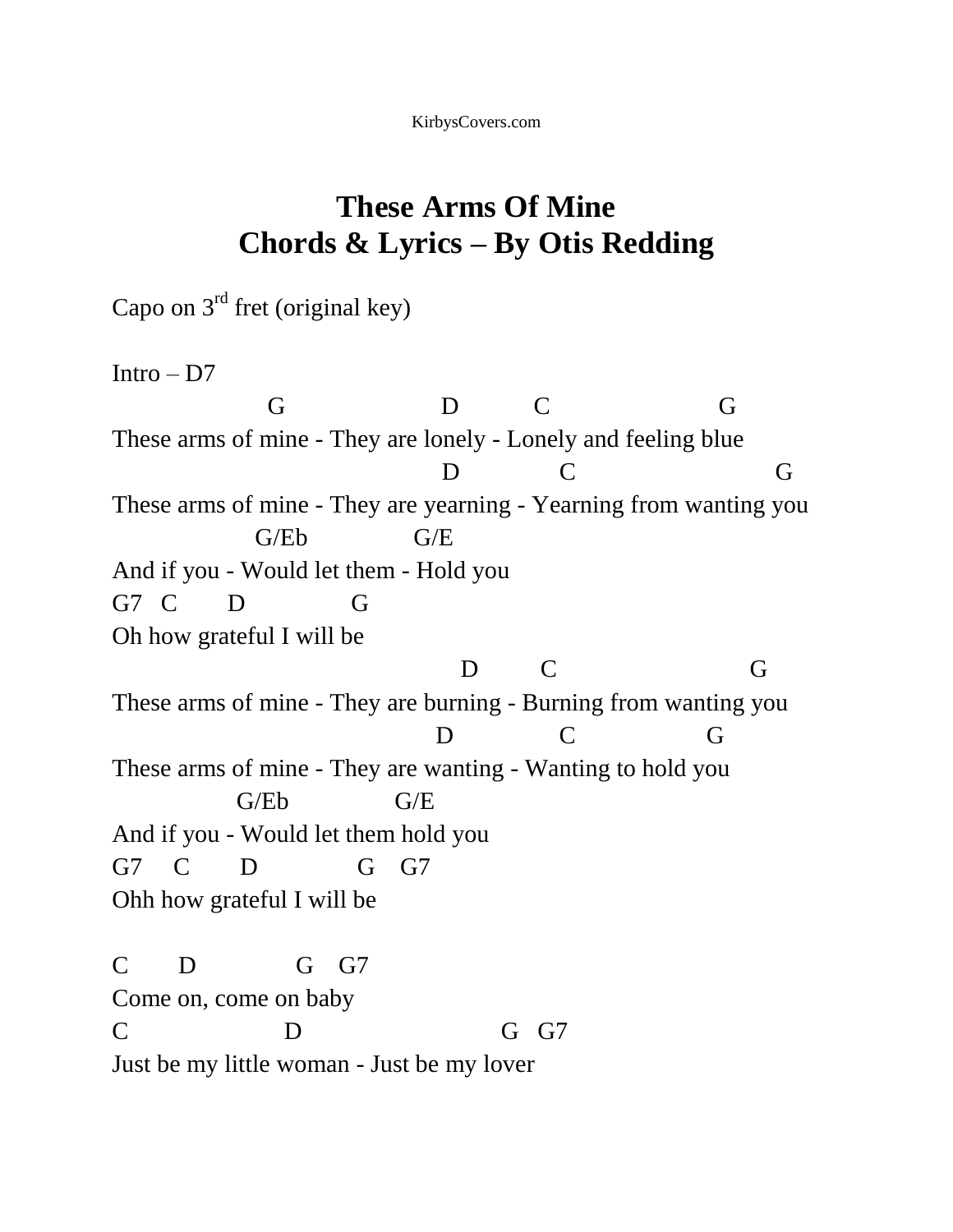KirbysCovers.com

# These Arms Of Mine
# Chords & Lyrics – By Otis Redding

Capo on 3rd fret (original key)

Intro – D7

```
                 G                  D         C                   G
These arms of mine - They are lonely - Lonely and feeling blue
                                    D           C                      G
These arms of mine - They are yearning - Yearning from wanting you
                G/Eb            G/E
And if you - Would let them - Hold you
G7   C       D             G
Oh how grateful I will be
                                      D        C                     G
These arms of mine - They are burning - Burning from wanting you
                                   D           C                G
These arms of mine - They are wanting - Wanting to hold you
              G/Eb             G/E
And if you - Would let them hold you
G7     C       D            G    G7
Ohh how grateful I will be

C       D             G    G7
Come on, come on baby
C                   D                      G   G7
Just be my little woman - Just be my lover
```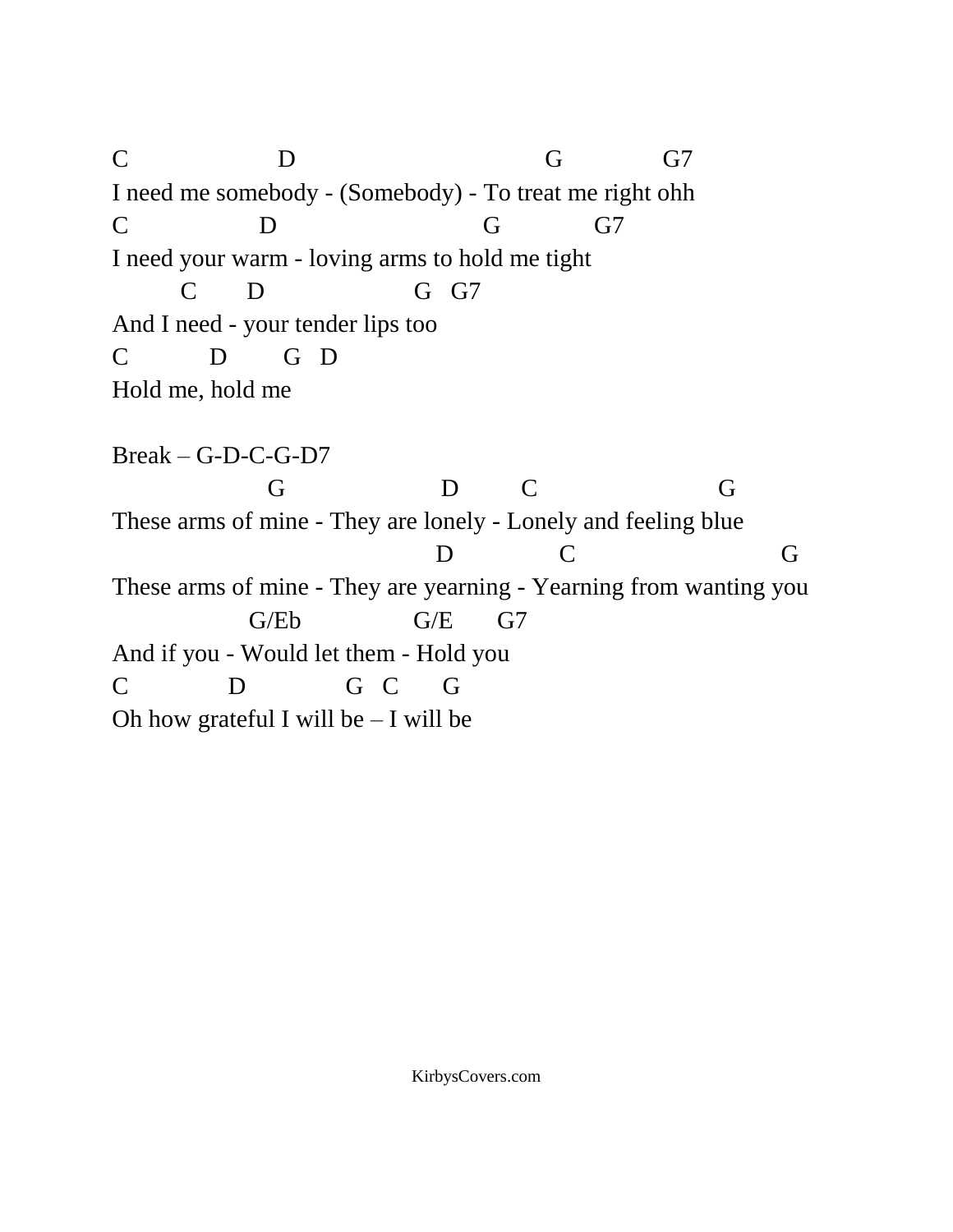```
C                  D                            G             G7
I need me somebody - (Somebody) - To treat me right ohh
C                D                          G            G7
I need your warm - loving arms to hold me tight
        C      D                  G   G7
And I need - your tender lips too
C          D       G   D
Hold me, hold me

Break – G-D-C-G-D7
                  G                   D        C                     G
These arms of mine - They are lonely - Lonely and feeling blue
                                    D            C                        G
These arms of mine - They are yearning - Yearning from wanting you
               G/Eb             G/E      G7
And if you - Would let them - Hold you
C            D            G   C      G
Oh how grateful I will be – I will be
```

KirbysCovers.com